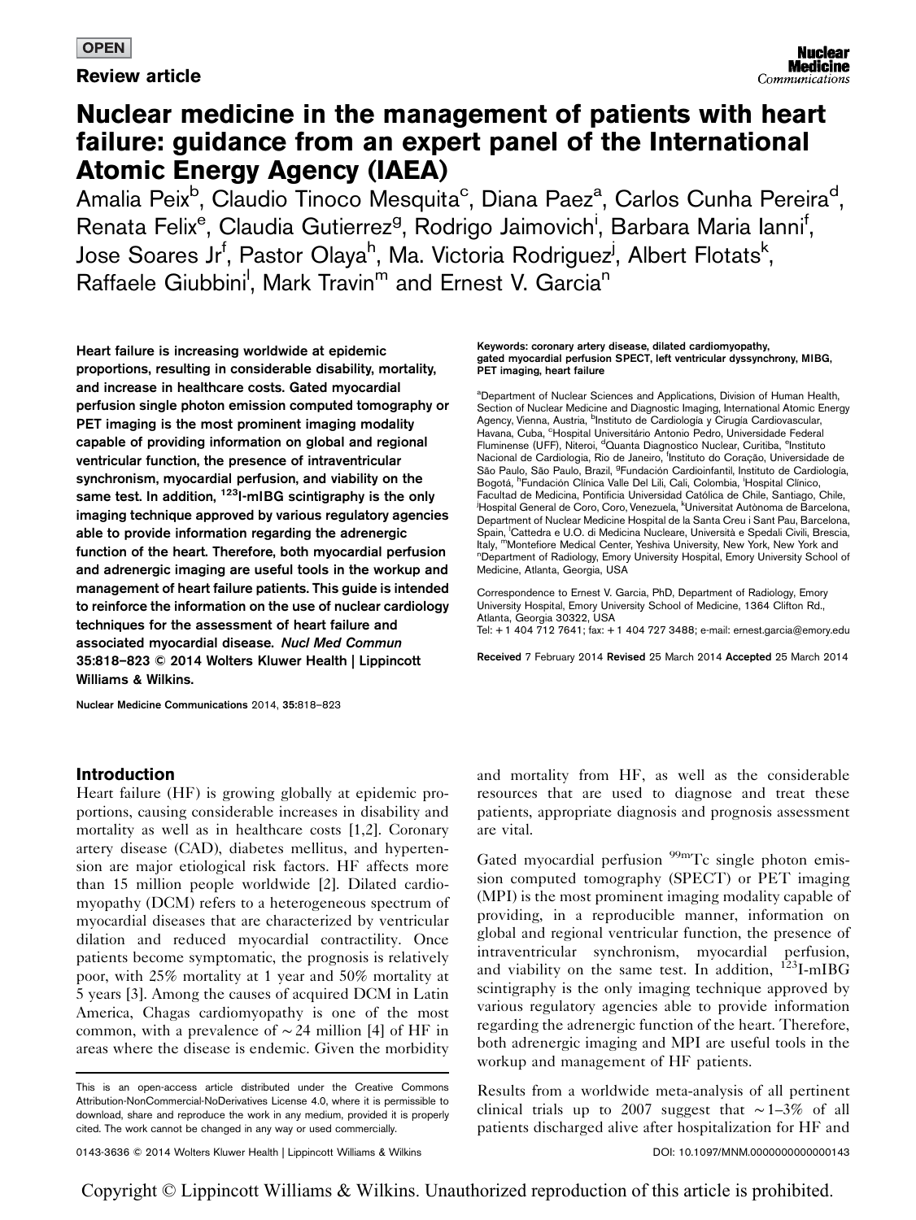OPEN

Review article

# Nuclear medicine in the management of patients with heart failure: guidance from an expert panel of the International Atomic Energy Agency (IAEA)

Amalia Peix[b], Claudio Tinoco Mesquita[c], Diana Paez[a], Carlos Cunha Pereira[d], Renata Felix[e], Claudia Gutierrez[g], Rodrigo Jaimovich[i], Barbara Maria Ianni[f], Jose Soares Jr[f], Pastor Olaya[h], Ma. Victoria Rodriguez[j], Albert Flotats[k], Raffaele Giubbini[l], Mark Travin[m] and Ernest V. Garcia[n]

**Heart failure is increasing worldwide at epidemic proportions, resulting in considerable disability, mortality, and increase in healthcare costs. Gated myocardial perfusion single photon emission computed tomography or PET imaging is the most prominent imaging modality capable of providing information on global and regional ventricular function, the presence of intraventricular synchronism, myocardial perfusion, and viability on the same test. In addition, $^{123}$I-mIBG scintigraphy is the only imaging technique approved by various regulatory agencies able to provide information regarding the adrenergic function of the heart. Therefore, both myocardial perfusion and adrenergic imaging are useful tools in the workup and management of heart failure patients. This guide is intended to reinforce the information on the use of nuclear cardiology techniques for the assessment of heart failure and associated myocardial disease. *Nucl Med Commun* 35:818–823 © 2014 Wolters Kluwer Health | Lippincott Williams & Wilkins.**

Nuclear Medicine Communications 2014, 35:818–823

**Keywords: coronary artery disease, dilated cardiomyopathy, gated myocardial perfusion SPECT, left ventricular dyssynchrony, MIBG, PET imaging, heart failure**

[a]Department of Nuclear Sciences and Applications, Division of Human Health, Section of Nuclear Medicine and Diagnostic Imaging, International Atomic Energy Agency, Vienna, Austria, [b]Instituto de Cardiología y Cirugía Cardiovascular, Havana, Cuba, [c]Hospital Universitário Antonio Pedro, Universidade Federal Fluminense (UFF), Niteroi, [d]Quanta Diagnostico Nuclear, Curitiba, [e]Instituto Nacional de Cardiologia, Rio de Janeiro, [f]Instituto do Coração, Universidade de São Paulo, São Paulo, Brazil, [g]Fundación Cardioinfantil, Instituto de Cardiología, Bogotá, [h]Fundación Clínica Valle Del Lili, Cali, Colombia, [i]Hospital Clínico, Facultad de Medicina, Pontificia Universidad Católica de Chile, Santiago, Chile, [j]Hospital General de Coro, Coro, Venezuela, [k]Universitat Autònoma de Barcelona, Department of Nuclear Medicine Hospital de la Santa Creu i Sant Pau, Barcelona, Spain, [l]Cattedra e U.O. di Medicina Nucleare, Università e Spedali Civili, Brescia, Italy, [m]Montefiore Medical Center, Yeshiva University, New York, New York and [n]Department of Radiology, Emory University Hospital, Emory University School of Medicine, Atlanta, Georgia, USA

Correspondence to Ernest V. Garcia, PhD, Department of Radiology, Emory University Hospital, Emory University School of Medicine, 1364 Clifton Rd., Atlanta, Georgia 30322, USA
Tel: +1 404 712 7641; fax: +1 404 727 3488; e-mail: ernest.garcia@emory.edu

Received 7 February 2014 Revised 25 March 2014 Accepted 25 March 2014

## Introduction

Heart failure (HF) is growing globally at epidemic proportions, causing considerable increases in disability and mortality as well as in healthcare costs [1,2]. Coronary artery disease (CAD), diabetes mellitus, and hypertension are major etiological risk factors. HF affects more than 15 million people worldwide [2]. Dilated cardiomyopathy (DCM) refers to a heterogeneous spectrum of myocardial diseases that are characterized by ventricular dilation and reduced myocardial contractility. Once patients become symptomatic, the prognosis is relatively poor, with 25% mortality at 1 year and 50% mortality at 5 years [3]. Among the causes of acquired DCM in Latin America, Chagas cardiomyopathy is one of the most common, with a prevalence of ~24 million [4] of HF in areas where the disease is endemic. Given the morbidity and mortality from HF, as well as the considerable resources that are used to diagnose and treat these patients, appropriate diagnosis and prognosis assessment are vital.

Gated myocardial perfusion $^{99m}$Tc single photon emission computed tomography (SPECT) or PET imaging (MPI) is the most prominent imaging modality capable of providing, in a reproducible manner, information on global and regional ventricular function, the presence of intraventricular synchronism, myocardial perfusion, and viability on the same test. In addition, $^{123}$I-mIBG scintigraphy is the only imaging technique approved by various regulatory agencies able to provide information regarding the adrenergic function of the heart. Therefore, both adrenergic imaging and MPI are useful tools in the workup and management of HF patients.

Results from a worldwide meta-analysis of all pertinent clinical trials up to 2007 suggest that ~1–3% of all patients discharged alive after hospitalization for HF and

This is an open-access article distributed under the Creative Commons Attribution-NonCommercial-NoDerivatives License 4.0, where it is permissible to download, share and reproduce the work in any medium, provided it is properly cited. The work cannot be changed in any way or used commercially.

0143-3636 © 2014 Wolters Kluwer Health | Lippincott Williams & Wilkins DOI: 10.1097/MNM.0000000000000143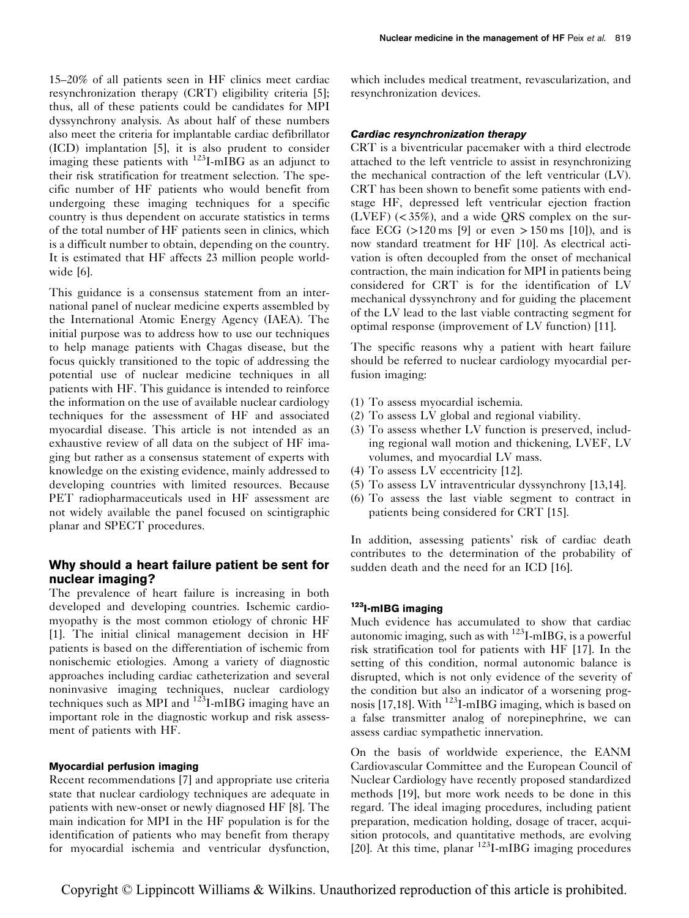15–20% of all patients seen in HF clinics meet cardiac resynchronization therapy (CRT) eligibility criteria [5]; thus, all of these patients could be candidates for MPI dyssynchrony analysis. As about half of these numbers also meet the criteria for implantable cardiac defibrillator (ICD) implantation [5], it is also prudent to consider imaging these patients with $^{123}$I-mIBG as an adjunct to their risk stratification for treatment selection. The specific number of HF patients who would benefit from undergoing these imaging techniques for a specific country is thus dependent on accurate statistics in terms of the total number of HF patients seen in clinics, which is a difficult number to obtain, depending on the country. It is estimated that HF affects 23 million people worldwide [6].

This guidance is a consensus statement from an international panel of nuclear medicine experts assembled by the International Atomic Energy Agency (IAEA). The initial purpose was to address how to use our techniques to help manage patients with Chagas disease, but the focus quickly transitioned to the topic of addressing the potential use of nuclear medicine techniques in all patients with HF. This guidance is intended to reinforce the information on the use of available nuclear cardiology techniques for the assessment of HF and associated myocardial disease. This article is not intended as an exhaustive review of all data on the subject of HF imaging but rather as a consensus statement of experts with knowledge on the existing evidence, mainly addressed to developing countries with limited resources. Because PET radiopharmaceuticals used in HF assessment are not widely available the panel focused on scintigraphic planar and SPECT procedures.

## Why should a heart failure patient be sent for nuclear imaging?

The prevalence of heart failure is increasing in both developed and developing countries. Ischemic cardiomyopathy is the most common etiology of chronic HF [1]. The initial clinical management decision in HF patients is based on the differentiation of ischemic from nonischemic etiologies. Among a variety of diagnostic approaches including cardiac catheterization and several noninvasive imaging techniques, nuclear cardiology techniques such as MPI and $^{123}$I-mIBG imaging have an important role in the diagnostic workup and risk assessment of patients with HF.

### Myocardial perfusion imaging

Recent recommendations [7] and appropriate use criteria state that nuclear cardiology techniques are adequate in patients with new-onset or newly diagnosed HF [8]. The main indication for MPI in the HF population is for the identification of patients who may benefit from therapy for myocardial ischemia and ventricular dysfunction, which includes medical treatment, revascularization, and resynchronization devices.

#### *Cardiac resynchronization therapy*

CRT is a biventricular pacemaker with a third electrode attached to the left ventricle to assist in resynchronizing the mechanical contraction of the left ventricular (LV). CRT has been shown to benefit some patients with end-stage HF, depressed left ventricular ejection fraction (LVEF) (< 35%), and a wide QRS complex on the surface ECG (>120 ms [9] or even > 150 ms [10]), and is now standard treatment for HF [10]. As electrical activation is often decoupled from the onset of mechanical contraction, the main indication for MPI in patients being considered for CRT is for the identification of LV mechanical dyssynchrony and for guiding the placement of the LV lead to the last viable contracting segment for optimal response (improvement of LV function) [11].

The specific reasons why a patient with heart failure should be referred to nuclear cardiology myocardial perfusion imaging:

(1) To assess myocardial ischemia.
(2) To assess LV global and regional viability.
(3) To assess whether LV function is preserved, including regional wall motion and thickening, LVEF, LV volumes, and myocardial LV mass.
(4) To assess LV eccentricity [12].
(5) To assess LV intraventricular dyssynchrony [13,14].
(6) To assess the last viable segment to contract in patients being considered for CRT [15].

In addition, assessing patients' risk of cardiac death contributes to the determination of the probability of sudden death and the need for an ICD [16].

### $^{123}$I-mIBG imaging

Much evidence has accumulated to show that cardiac autonomic imaging, such as with $^{123}$I-mIBG, is a powerful risk stratification tool for patients with HF [17]. In the setting of this condition, normal autonomic balance is disrupted, which is not only evidence of the severity of the condition but also an indicator of a worsening prognosis [17,18]. With $^{123}$I-mIBG imaging, which is based on a false transmitter analog of norepinephrine, we can assess cardiac sympathetic innervation.

On the basis of worldwide experience, the EANM Cardiovascular Committee and the European Council of Nuclear Cardiology have recently proposed standardized methods [19], but more work needs to be done in this regard. The ideal imaging procedures, including patient preparation, medication holding, dosage of tracer, acquisition protocols, and quantitative methods, are evolving [20]. At this time, planar $^{123}$I-mIBG imaging procedures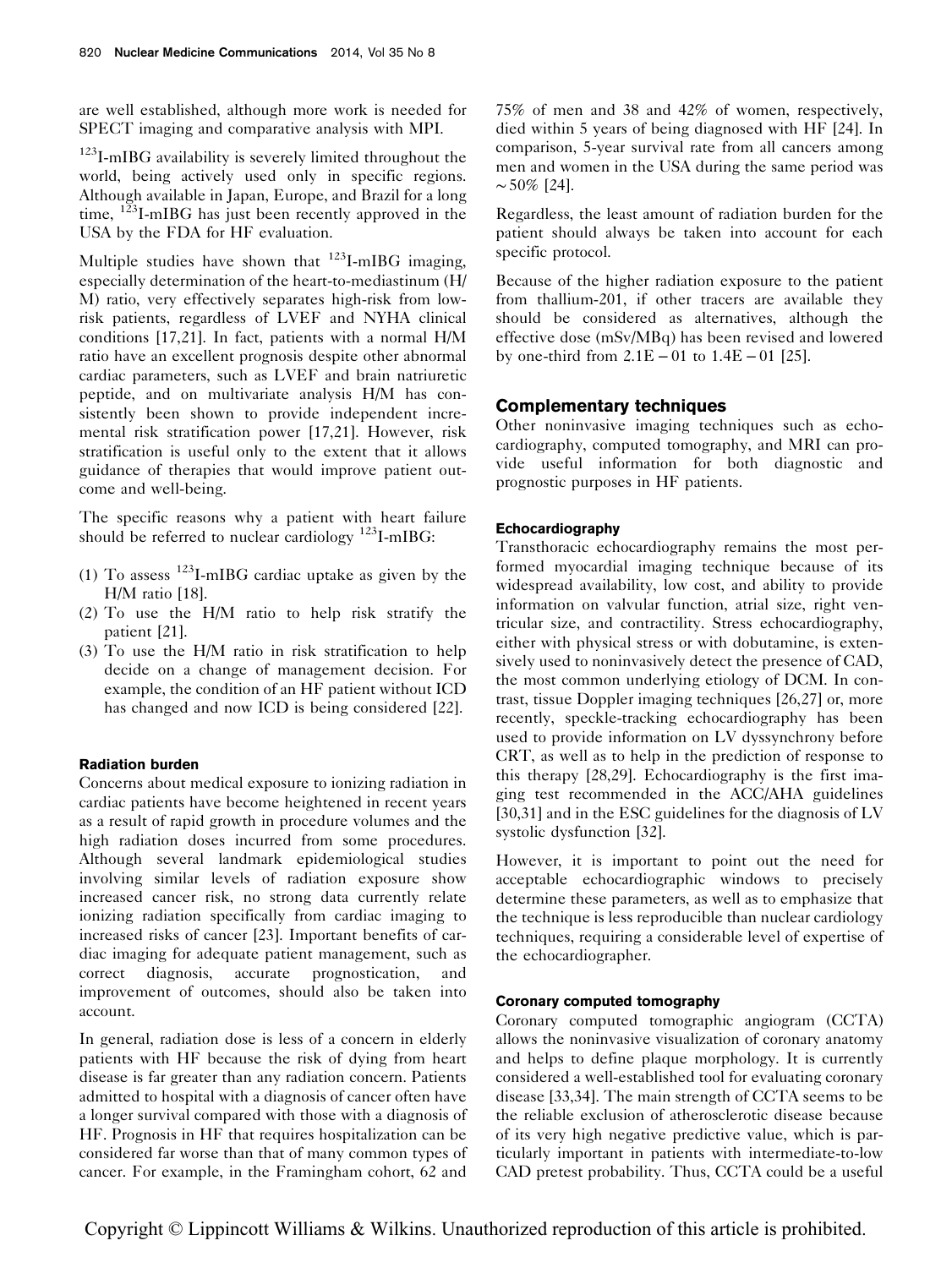are well established, although more work is needed for SPECT imaging and comparative analysis with MPI.

$^{123}$I-mIBG availability is severely limited throughout the world, being actively used only in specific regions. Although available in Japan, Europe, and Brazil for a long time, $^{123}$I-mIBG has just been recently approved in the USA by the FDA for HF evaluation.

Multiple studies have shown that $^{123}$I-mIBG imaging, especially determination of the heart-to-mediastinum (H/M) ratio, very effectively separates high-risk from low-risk patients, regardless of LVEF and NYHA clinical conditions [17,21]. In fact, patients with a normal H/M ratio have an excellent prognosis despite other abnormal cardiac parameters, such as LVEF and brain natriuretic peptide, and on multivariate analysis H/M has consistently been shown to provide independent incremental risk stratification power [17,21]. However, risk stratification is useful only to the extent that it allows guidance of therapies that would improve patient outcome and well-being.

The specific reasons why a patient with heart failure should be referred to nuclear cardiology $^{123}$I-mIBG:

(1) To assess $^{123}$I-mIBG cardiac uptake as given by the H/M ratio [18].
(2) To use the H/M ratio to help risk stratify the patient [21].
(3) To use the H/M ratio in risk stratification to help decide on a change of management decision. For example, the condition of an HF patient without ICD has changed and now ICD is being considered [22].

#### Radiation burden

Concerns about medical exposure to ionizing radiation in cardiac patients have become heightened in recent years as a result of rapid growth in procedure volumes and the high radiation doses incurred from some procedures. Although several landmark epidemiological studies involving similar levels of radiation exposure show increased cancer risk, no strong data currently relate ionizing radiation specifically from cardiac imaging to increased risks of cancer [23]. Important benefits of cardiac imaging for adequate patient management, such as correct diagnosis, accurate prognostication, and improvement of outcomes, should also be taken into account.

In general, radiation dose is less of a concern in elderly patients with HF because the risk of dying from heart disease is far greater than any radiation concern. Patients admitted to hospital with a diagnosis of cancer often have a longer survival compared with those with a diagnosis of HF. Prognosis in HF that requires hospitalization can be considered far worse than that of many common types of cancer. For example, in the Framingham cohort, 62 and 75% of men and 38 and 42% of women, respectively, died within 5 years of being diagnosed with HF [24]. In comparison, 5-year survival rate from all cancers among men and women in the USA during the same period was ~50% [24].

Regardless, the least amount of radiation burden for the patient should always be taken into account for each specific protocol.

Because of the higher radiation exposure to the patient from thallium-201, if other tracers are available they should be considered as alternatives, although the effective dose (mSv/MBq) has been revised and lowered by one-third from 2.1E−01 to 1.4E−01 [25].

### Complementary techniques

Other noninvasive imaging techniques such as echocardiography, computed tomography, and MRI can provide useful information for both diagnostic and prognostic purposes in HF patients.

#### Echocardiography

Transthoracic echocardiography remains the most performed myocardial imaging technique because of its widespread availability, low cost, and ability to provide information on valvular function, atrial size, right ventricular size, and contractility. Stress echocardiography, either with physical stress or with dobutamine, is extensively used to noninvasively detect the presence of CAD, the most common underlying etiology of DCM. In contrast, tissue Doppler imaging techniques [26,27] or, more recently, speckle-tracking echocardiography has been used to provide information on LV dyssynchrony before CRT, as well as to help in the prediction of response to this therapy [28,29]. Echocardiography is the first imaging test recommended in the ACC/AHA guidelines [30,31] and in the ESC guidelines for the diagnosis of LV systolic dysfunction [32].

However, it is important to point out the need for acceptable echocardiographic windows to precisely determine these parameters, as well as to emphasize that the technique is less reproducible than nuclear cardiology techniques, requiring a considerable level of expertise of the echocardiographer.

#### Coronary computed tomography

Coronary computed tomographic angiogram (CCTA) allows the noninvasive visualization of coronary anatomy and helps to define plaque morphology. It is currently considered a well-established tool for evaluating coronary disease [33,34]. The main strength of CCTA seems to be the reliable exclusion of atherosclerotic disease because of its very high negative predictive value, which is particularly important in patients with intermediate-to-low CAD pretest probability. Thus, CCTA could be a useful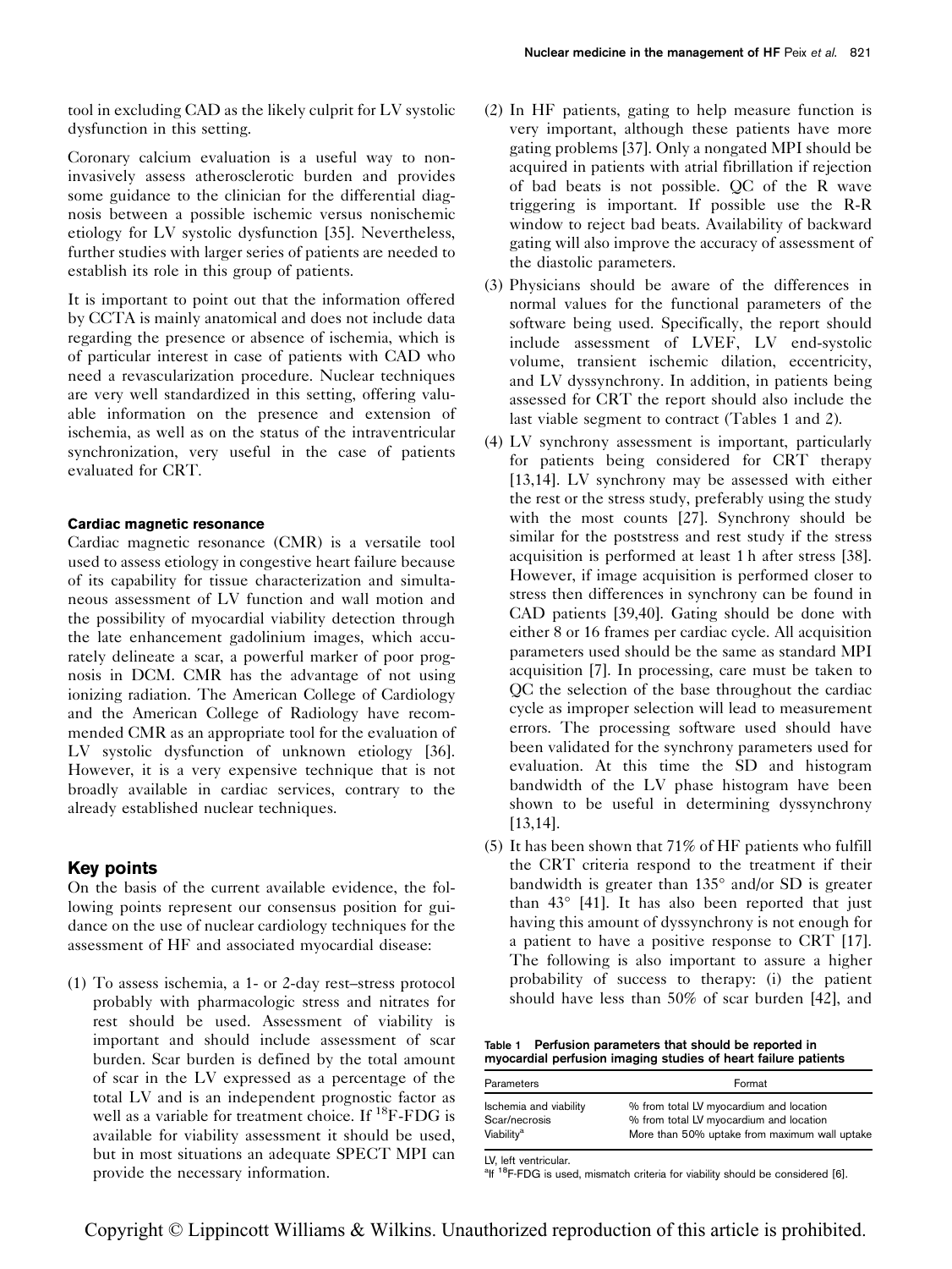tool in excluding CAD as the likely culprit for LV systolic dysfunction in this setting.

Coronary calcium evaluation is a useful way to noninvasively assess atherosclerotic burden and provides some guidance to the clinician for the differential diagnosis between a possible ischemic versus nonischemic etiology for LV systolic dysfunction [35]. Nevertheless, further studies with larger series of patients are needed to establish its role in this group of patients.

It is important to point out that the information offered by CCTA is mainly anatomical and does not include data regarding the presence or absence of ischemia, which is of particular interest in case of patients with CAD who need a revascularization procedure. Nuclear techniques are very well standardized in this setting, offering valuable information on the presence and extension of ischemia, as well as on the status of the intraventricular synchronization, very useful in the case of patients evaluated for CRT.

### Cardiac magnetic resonance

Cardiac magnetic resonance (CMR) is a versatile tool used to assess etiology in congestive heart failure because of its capability for tissue characterization and simultaneous assessment of LV function and wall motion and the possibility of myocardial viability detection through the late enhancement gadolinium images, which accurately delineate a scar, a powerful marker of poor prognosis in DCM. CMR has the advantage of not using ionizing radiation. The American College of Cardiology and the American College of Radiology have recommended CMR as an appropriate tool for the evaluation of LV systolic dysfunction of unknown etiology [36]. However, it is a very expensive technique that is not broadly available in cardiac services, contrary to the already established nuclear techniques.

## Key points

On the basis of the current available evidence, the following points represent our consensus position for guidance on the use of nuclear cardiology techniques for the assessment of HF and associated myocardial disease:

(1) To assess ischemia, a 1- or 2-day rest–stress protocol probably with pharmacologic stress and nitrates for rest should be used. Assessment of viability is important and should include assessment of scar burden. Scar burden is defined by the total amount of scar in the LV expressed as a percentage of the total LV and is an independent prognostic factor as well as a variable for treatment choice. If $^{18}$F-FDG is available for viability assessment it should be used, but in most situations an adequate SPECT MPI can provide the necessary information.

(2) In HF patients, gating to help measure function is very important, although these patients have more gating problems [37]. Only a nongated MPI should be acquired in patients with atrial fibrillation if rejection of bad beats is not possible. QC of the R wave triggering is important. If possible use the R-R window to reject bad beats. Availability of backward gating will also improve the accuracy of assessment of the diastolic parameters.

(3) Physicians should be aware of the differences in normal values for the functional parameters of the software being used. Specifically, the report should include assessment of LVEF, LV end-systolic volume, transient ischemic dilation, eccentricity, and LV dyssynchrony. In addition, in patients being assessed for CRT the report should also include the last viable segment to contract (Tables 1 and 2).

(4) LV synchrony assessment is important, particularly for patients being considered for CRT therapy [13,14]. LV synchrony may be assessed with either the rest or the stress study, preferably using the study with the most counts [27]. Synchrony should be similar for the poststress and rest study if the stress acquisition is performed at least 1 h after stress [38]. However, if image acquisition is performed closer to stress then differences in synchrony can be found in CAD patients [39,40]. Gating should be done with either 8 or 16 frames per cardiac cycle. All acquisition parameters used should be the same as standard MPI acquisition [7]. In processing, care must be taken to QC the selection of the base throughout the cardiac cycle as improper selection will lead to measurement errors. The processing software used should have been validated for the synchrony parameters used for evaluation. At this time the SD and histogram bandwidth of the LV phase histogram have been shown to be useful in determining dyssynchrony [13,14].

(5) It has been shown that 71% of HF patients who fulfill the CRT criteria respond to the treatment if their bandwidth is greater than 135° and/or SD is greater than 43° [41]. It has also been reported that just having this amount of dyssynchrony is not enough for a patient to have a positive response to CRT [17]. The following is also important to assure a higher probability of success to therapy: (i) the patient should have less than 50% of scar burden [42], and

**Table 1 Perfusion parameters that should be reported in myocardial perfusion imaging studies of heart failure patients**

| Parameters | Format |
|---|---|
| Ischemia and viability | % from total LV myocardium and location |
| Scar/necrosis | % from total LV myocardium and location |
| Viability[a] | More than 50% uptake from maximum wall uptake |

LV, left ventricular.
[a]If $^{18}$F-FDG is used, mismatch criteria for viability should be considered [6].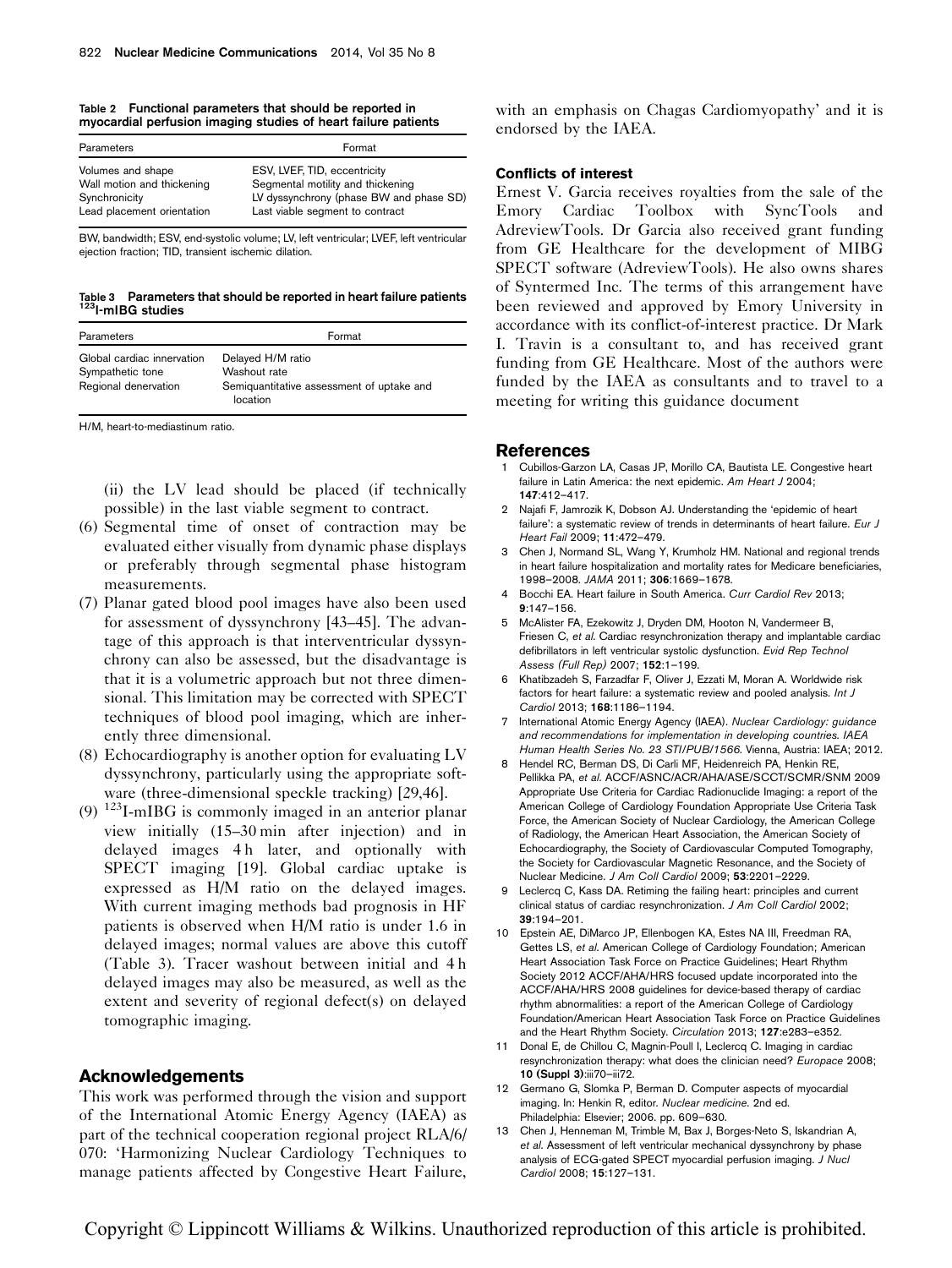**Table 2 Functional parameters that should be reported in myocardial perfusion imaging studies of heart failure patients**

| Parameters | Format |
|---|---|
| Volumes and shape | ESV, LVEF, TID, eccentricity |
| Wall motion and thickening | Segmental motility and thickening |
| Synchronicity | LV dyssynchrony (phase BW and phase SD) |
| Lead placement orientation | Last viable segment to contract |

BW, bandwidth; ESV, end-systolic volume; LV, left ventricular; LVEF, left ventricular ejection fraction; TID, transient ischemic dilation.

**Table 3 Parameters that should be reported in heart failure patients $^{123}$I-mIBG studies**

| Parameters | Format |
|---|---|
| Global cardiac innervation | Delayed H/M ratio |
| Sympathetic tone | Washout rate |
| Regional denervation | Semiquantitative assessment of uptake and location |

H/M, heart-to-mediastinum ratio.

(ii) the LV lead should be placed (if technically possible) in the last viable segment to contract.

(6) Segmental time of onset of contraction may be evaluated either visually from dynamic phase displays or preferably through segmental phase histogram measurements.

(7) Planar gated blood pool images have also been used for assessment of dyssynchrony [43–45]. The advantage of this approach is that interventricular dyssynchrony can also be assessed, but the disadvantage is that it is a volumetric approach but not three dimensional. This limitation may be corrected with SPECT techniques of blood pool imaging, which are inherently three dimensional.

(8) Echocardiography is another option for evaluating LV dyssynchrony, particularly using the appropriate software (three-dimensional speckle tracking) [29,46].

(9) $^{123}$I-mIBG is commonly imaged in an anterior planar view initially (15–30 min after injection) and in delayed images 4 h later, and optionally with SPECT imaging [19]. Global cardiac uptake is expressed as H/M ratio on the delayed images. With current imaging methods bad prognosis in HF patients is observed when H/M ratio is under 1.6 in delayed images; normal values are above this cutoff (Table 3). Tracer washout between initial and 4 h delayed images may also be measured, as well as the extent and severity of regional defect(s) on delayed tomographic imaging.

## Acknowledgements

This work was performed through the vision and support of the International Atomic Energy Agency (IAEA) as part of the technical cooperation regional project RLA/6/070: 'Harmonizing Nuclear Cardiology Techniques to manage patients affected by Congestive Heart Failure, with an emphasis on Chagas Cardiomyopathy' and it is endorsed by the IAEA.

### Conflicts of interest

Ernest V. Garcia receives royalties from the sale of the Emory Cardiac Toolbox with SyncTools and AdreviewTools. Dr Garcia also received grant funding from GE Healthcare for the development of MIBG SPECT software (AdreviewTools). He also owns shares of Syntermed Inc. The terms of this arrangement have been reviewed and approved by Emory University in accordance with its conflict-of-interest practice. Dr Mark I. Travin is a consultant to, and has received grant funding from GE Healthcare. Most of the authors were funded by the IAEA as consultants and to travel to a meeting for writing this guidance document

## References

1. Cubillos-Garzon LA, Casas JP, Morillo CA, Bautista LE. Congestive heart failure in Latin America: the next epidemic. *Am Heart J* 2004; **147**:412–417.
2. Najafi F, Jamrozik K, Dobson AJ. Understanding the 'epidemic of heart failure': a systematic review of trends in determinants of heart failure. *Eur J Heart Fail* 2009; **11**:472–479.
3. Chen J, Normand SL, Wang Y, Krumholz HM. National and regional trends in heart failure hospitalization and mortality rates for Medicare beneficiaries, 1998–2008. *JAMA* 2011; **306**:1669–1678.
4. Bocchi EA. Heart failure in South America. *Curr Cardiol Rev* 2013; **9**:147–156.
5. McAlister FA, Ezekowitz J, Dryden DM, Hooton N, Vandermeer B, Friesen C, *et al*. Cardiac resynchronization therapy and implantable cardiac defibrillators in left ventricular systolic dysfunction. *Evid Rep Technol Assess (Full Rep)* 2007; **152**:1–199.
6. Khatibzadeh S, Farzadfar F, Oliver J, Ezzati M, Moran A. Worldwide risk factors for heart failure: a systematic review and pooled analysis. *Int J Cardiol* 2013; **168**:1186–1194.
7. International Atomic Energy Agency (IAEA). *Nuclear Cardiology: guidance and recommendations for implementation in developing countries. IAEA Human Health Series No. 23 STI/PUB/1566.* Vienna, Austria: IAEA; 2012.
8. Hendel RC, Berman DS, Di Carli MF, Heidenreich PA, Henkin RE, Pellikka PA, *et al*. ACCF/ASNC/ACR/AHA/ASE/SCCT/SCMR/SNM 2009 Appropriate Use Criteria for Cardiac Radionuclide Imaging: a report of the American College of Cardiology Foundation Appropriate Use Criteria Task Force, the American Society of Nuclear Cardiology, the American College of Radiology, the American Heart Association, the American Society of Echocardiography, the Society of Cardiovascular Computed Tomography, the Society for Cardiovascular Magnetic Resonance, and the Society of Nuclear Medicine. *J Am Coll Cardiol* 2009; **53**:2201–2229.
9. Leclercq C, Kass DA. Retiming the failing heart: principles and current clinical status of cardiac resynchronization. *J Am Coll Cardiol* 2002; **39**:194–201.
10. Epstein AE, DiMarco JP, Ellenbogen KA, Estes NA III, Freedman RA, Gettes LS, *et al*. American College of Cardiology Foundation; American Heart Association Task Force on Practice Guidelines; Heart Rhythm Society 2012 ACCF/AHA/HRS focused update incorporated into the ACCF/AHA/HRS 2008 guidelines for device-based therapy of cardiac rhythm abnormalities: a report of the American College of Cardiology Foundation/American Heart Association Task Force on Practice Guidelines and the Heart Rhythm Society. *Circulation* 2013; **127**:e283–e352.
11. Donal E, de Chillou C, Magnin-Poull I, Leclercq C. Imaging in cardiac resynchronization therapy: what does the clinician need? *Europace* 2008; **10 (Suppl 3)**:iii70–iii72.
12. Germano G, Slomka P, Berman D. Computer aspects of myocardial imaging. In: Henkin R, editor. *Nuclear medicine*. 2nd ed. Philadelphia: Elsevier; 2006. pp. 609–630.
13. Chen J, Henneman M, Trimble M, Bax J, Borges-Neto S, Iskandrian A, *et al*. Assessment of left ventricular mechanical dyssynchrony by phase analysis of ECG-gated SPECT myocardial perfusion imaging. *J Nucl Cardiol* 2008; **15**:127–131.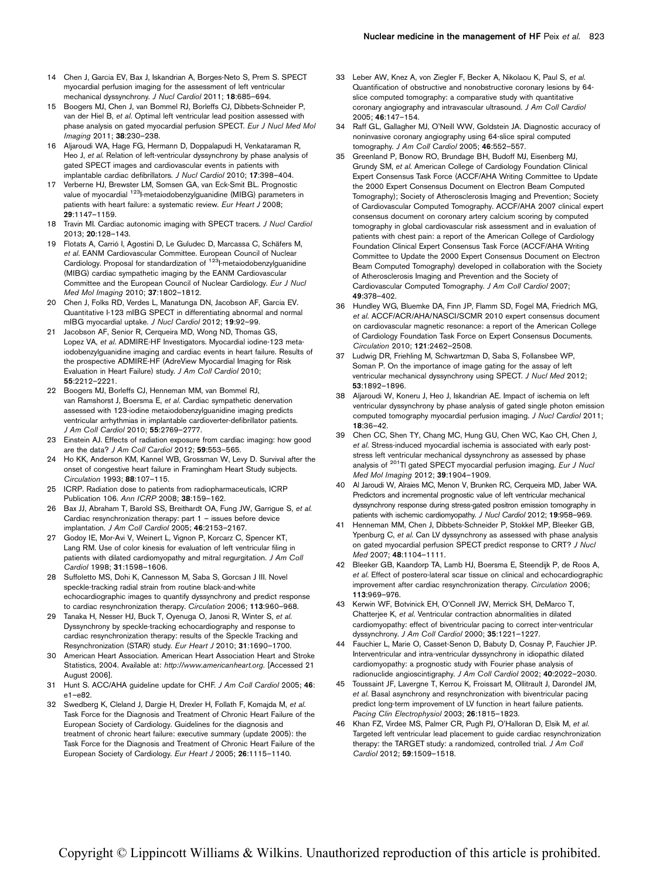14 Chen J, Garcia EV, Bax J, Iskandrian A, Borges-Neto S, Prem S. SPECT myocardial perfusion imaging for the assessment of left ventricular mechanical dyssynchrony. *J Nucl Cardiol* 2011; **18**:685–694.

15 Boogers MJ, Chen J, van Bommel RJ, Borleffs CJ, Dibbets-Schneider P, van der Hiel B, *et al*. Optimal left ventricular lead position assessed with phase analysis on gated myocardial perfusion SPECT. *Eur J Nucl Med Mol Imaging* 2011; **38**:230–238.

16 Aljaroudi WA, Hage FG, Hermann D, Doppalapudi H, Venkataraman R, Heo J, *et al*. Relation of left-ventricular dyssynchrony by phase analysis of gated SPECT images and cardiovascular events in patients with implantable cardiac defibrillators. *J Nucl Cardiol* 2010; **17**:398–404.

17 Verberne HJ, Brewster LM, Somsen GA, van Eck-Smit BL. Prognostic value of myocardial $^{123}$I-metaiodobenzylguanidine (MIBG) parameters in patients with heart failure: a systematic review. *Eur Heart J* 2008; **29**:1147–1159.

18 Travin MI. Cardiac autonomic imaging with SPECT tracers. *J Nucl Cardiol* 2013; **20**:128–143.

19 Flotats A, Carrió I, Agostini D, Le Guludec D, Marcassa C, Schäfers M, *et al*. EANM Cardiovascular Committee. European Council of Nuclear Cardiology. Proposal for standardization of $^{123}$I-metaiodobenzylguanidine (MIBG) cardiac sympathetic imaging by the EANM Cardiovascular Committee and the European Council of Nuclear Cardiology. *Eur J Nucl Med Mol Imaging* 2010; **37**:1802–1812.

20 Chen J, Folks RD, Verdes L, Manatunga DN, Jacobson AF, Garcia EV. Quantitative I-123 mIBG SPECT in differentiating abnormal and normal mIBG myocardial uptake. *J Nucl Cardiol* 2012; **19**:92–99.

21 Jacobson AF, Senior R, Cerqueira MD, Wong ND, Thomas GS, Lopez VA, *et al*. ADMIRE-HF Investigators. Myocardial iodine-123 meta-iodobenzylguanidine imaging and cardiac events in heart failure. Results of the prospective ADMIRE-HF (AdreView Myocardial Imaging for Risk Evaluation in Heart Failure) study. *J Am Coll Cardiol* 2010; **55**:2212–2221.

22 Boogers MJ, Borleffs CJ, Henneman MM, van Bommel RJ, van Ramshorst J, Boersma E, *et al*. Cardiac sympathetic denervation assessed with 123-iodine metaiodobenzylguanidine imaging predicts ventricular arrhythmias in implantable cardioverter-defibrillator patients. *J Am Coll Cardiol* 2010; **55**:2769–2777.

23 Einstein AJ. Effects of radiation exposure from cardiac imaging: how good are the data? *J Am Coll Cardiol* 2012; **59**:553–565.

24 Ho KK, Anderson KM, Kannel WB, Grossman W, Levy D. Survival after the onset of congestive heart failure in Framingham Heart Study subjects. *Circulation* 1993; **88**:107–115.

25 ICRP. Radiation dose to patients from radiopharmaceuticals, ICRP Publication 106. *Ann ICRP* 2008; **38**:159–162.

26 Bax JJ, Abraham T, Barold SS, Breithardt OA, Fung JW, Garrigue S, *et al*. Cardiac resynchronization therapy: part 1 – issues before device implantation. *J Am Coll Cardiol* 2005; **46**:2153–2167.

27 Godoy IE, Mor-Avi V, Weinert L, Vignon P, Korcarz C, Spencer KT, Lang RM. Use of color kinesis for evaluation of left ventricular filing in patients with dilated cardiomyopathy and mitral regurgitation. *J Am Coll Cardiol* 1998; **31**:1598–1606.

28 Suffoletto MS, Dohi K, Cannesson M, Saba S, Gorcsan J III. Novel speckle-tracking radial strain from routine black-and-white echocardiographic images to quantify dyssynchrony and predict response to cardiac resynchronization therapy. *Circulation* 2006; **113**:960–968.

29 Tanaka H, Nesser HJ, Buck T, Oyenuga O, Janosi R, Winter S, *et al*. Dyssynchrony by speckle-tracking echocardiography and response to cardiac resynchronization therapy: results of the Speckle Tracking and Resynchronization (STAR) study. *Eur Heart J* 2010; **31**:1690–1700.

30 American Heart Association. American Heart Association Heart and Stroke Statistics, 2004. Available at: *http://www.americanheart.org*. [Accessed 21 August 2006].

31 Hunt S. ACC/AHA guideline update for CHF. *J Am Coll Cardiol* 2005; **46**: e1–e82.

32 Swedberg K, Cleland J, Dargie H, Drexler H, Follath F, Komajda M, *et al*. Task Force for the Diagnosis and Treatment of Chronic Heart Failure of the European Society of Cardiology. Guidelines for the diagnosis and treatment of chronic heart failure: executive summary (update 2005): the Task Force for the Diagnosis and Treatment of Chronic Heart Failure of the European Society of Cardiology. *Eur Heart J* 2005; **26**:1115–1140.

33 Leber AW, Knez A, von Ziegler F, Becker A, Nikolaou K, Paul S, *et al*. Quantification of obstructive and nonobstructive coronary lesions by 64-slice computed tomography: a comparative study with quantitative coronary angiography and intravascular ultrasound. *J Am Coll Cardiol* 2005; **46**:147–154.

34 Raff GL, Gallagher MJ, O'Neill WW, Goldstein JA. Diagnostic accuracy of noninvasive coronary angiography using 64-slice spiral computed tomography. *J Am Coll Cardiol* 2005; **46**:552–557.

35 Greenland P, Bonow RO, Brundage BH, Budoff MJ, Eisenberg MJ, Grundy SM, *et al*. American College of Cardiology Foundation Clinical Expert Consensus Task Force (ACCF/AHA Writing Committee to Update the 2000 Expert Consensus Document on Electron Beam Computed Tomography); Society of Atherosclerosis Imaging and Prevention; Society of Cardiovascular Computed Tomography. ACCF/AHA 2007 clinical expert consensus document on coronary artery calcium scoring by computed tomography in global cardiovascular risk assessment and in evaluation of patients with chest pain: a report of the American College of Cardiology Foundation Clinical Expert Consensus Task Force (ACCF/AHA Writing Committee to Update the 2000 Expert Consensus Document on Electron Beam Computed Tomography) developed in collaboration with the Society of Atherosclerosis Imaging and Prevention and the Society of Cardiovascular Computed Tomography. *J Am Coll Cardiol* 2007; **49**:378–402.

36 Hundley WG, Bluemke DA, Finn JP, Flamm SD, Fogel MA, Friedrich MG, *et al*. ACCF/ACR/AHA/NASCI/SCMR 2010 expert consensus document on cardiovascular magnetic resonance: a report of the American College of Cardiology Foundation Task Force on Expert Consensus Documents. *Circulation* 2010; **121**:2462–2508.

37 Ludwig DR, Friehling M, Schwartzman D, Saba S, Follansbee WP, Soman P. On the importance of image gating for the assay of left ventricular mechanical dyssynchrony using SPECT. *J Nucl Med* 2012; **53**:1892–1896.

38 Aljaroudi W, Koneru J, Heo J, Iskandrian AE. Impact of ischemia on left ventricular dyssynchrony by phase analysis of gated single photon emission computed tomography myocardial perfusion imaging. *J Nucl Cardiol* 2011; **18**:36–42.

39 Chen CC, Shen TY, Chang MC, Hung GU, Chen WC, Kao CH, Chen J, *et al*. Stress-induced myocardial ischemia is associated with early post-stress left ventricular mechanical dyssynchrony as assessed by phase analysis of $^{201}$Tl gated SPECT myocardial perfusion imaging. *Eur J Nucl Med Mol Imaging* 2012; **39**:1904–1909.

40 Al Jaroudi W, Alraies MC, Menon V, Brunken RC, Cerqueira MD, Jaber WA. Predictors and incremental prognostic value of left ventricular mechanical dyssynchrony response during stress-gated positron emission tomography in patients with ischemic cardiomyopathy. *J Nucl Cardiol* 2012; **19**:958–969.

41 Henneman MM, Chen J, Dibbets-Schneider P, Stokkel MP, Bleeker GB, Ypenburg C, *et al*. Can LV dyssynchrony as assessed with phase analysis on gated myocardial perfusion SPECT predict response to CRT? *J Nucl Med* 2007; **48**:1104–1111.

42 Bleeker GB, Kaandorp TA, Lamb HJ, Boersma E, Steendijk P, de Roos A, *et al*. Effect of postero-lateral scar tissue on clinical and echocardiographic improvement after cardiac resynchronization therapy. *Circulation* 2006; **113**:969–976.

43 Kerwin WF, Botvinick EH, O'Connell JW, Merrick SH, DeMarco T, Chatterjee K, *et al*. Ventricular contraction abnormalities in dilated cardiomyopathy: effect of biventricular pacing to correct inter-ventricular dyssynchrony. *J Am Coll Cardiol* 2000; **35**:1221–1227.

44 Fauchier L, Marie O, Casset-Senon D, Babuty D, Cosnay P, Fauchier JP. Interventricular and intra-ventricular dyssynchrony in idiopathic dilated cardiomyopathy: a prognostic study with Fourier phase analysis of radionuclide angioscintigraphy. *J Am Coll Cardiol* 2002; **40**:2022–2030.

45 Toussaint JF, Lavergne T, Kerrou K, Froissart M, Ollitrault J, Darondel JM, *et al*. Basal asynchrony and resynchronization with biventricular pacing predict long-term improvement of LV function in heart failure patients. *Pacing Clin Electrophysiol* 2003; **26**:1815–1823.

46 Khan FZ, Virdee MS, Palmer CR, Pugh PJ, O'Halloran D, Elsik M, *et al*. Targeted left ventricular lead placement to guide cardiac resynchronization therapy: the TARGET study: a randomized, controlled trial. *J Am Coll Cardiol* 2012; **59**:1509–1518.